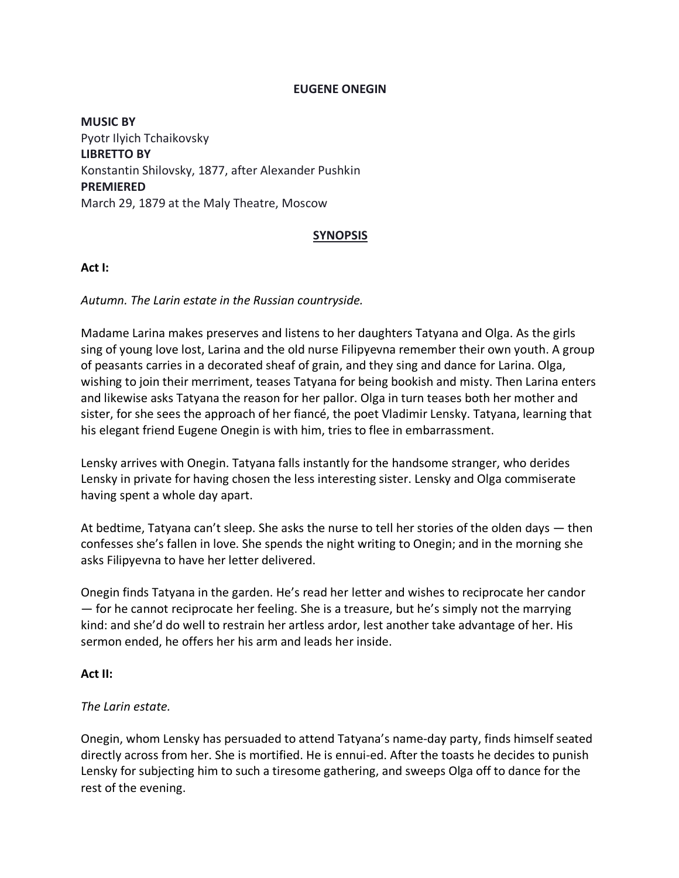# EUGENE ONEGIN

**MUSIC BY**
Pyotr Ilyich Tchaikovsky
**LIBRETTO BY**
Konstantin Shilovsky, 1877, after Alexander Pushkin
**PREMIERED**
March 29, 1879 at the Maly Theatre, Moscow

## SYNOPSIS

### Act I:

*Autumn. The Larin estate in the Russian countryside.*

Madame Larina makes preserves and listens to her daughters Tatyana and Olga. As the girls sing of young love lost, Larina and the old nurse Filipyevna remember their own youth. A group of peasants carries in a decorated sheaf of grain, and they sing and dance for Larina. Olga, wishing to join their merriment, teases Tatyana for being bookish and misty. Then Larina enters and likewise asks Tatyana the reason for her pallor. Olga in turn teases both her mother and sister, for she sees the approach of her fiancé, the poet Vladimir Lensky. Tatyana, learning that his elegant friend Eugene Onegin is with him, tries to flee in embarrassment.

Lensky arrives with Onegin. Tatyana falls instantly for the handsome stranger, who derides Lensky in private for having chosen the less interesting sister. Lensky and Olga commiserate having spent a whole day apart.

At bedtime, Tatyana can't sleep. She asks the nurse to tell her stories of the olden days — then confesses she's fallen in love. She spends the night writing to Onegin; and in the morning she asks Filipyevna to have her letter delivered.

Onegin finds Tatyana in the garden. He's read her letter and wishes to reciprocate her candor — for he cannot reciprocate her feeling. She is a treasure, but he's simply not the marrying kind: and she'd do well to restrain her artless ardor, lest another take advantage of her. His sermon ended, he offers her his arm and leads her inside.

### Act II:

*The Larin estate.*

Onegin, whom Lensky has persuaded to attend Tatyana's name-day party, finds himself seated directly across from her. She is mortified. He is ennui-ed. After the toasts he decides to punish Lensky for subjecting him to such a tiresome gathering, and sweeps Olga off to dance for the rest of the evening.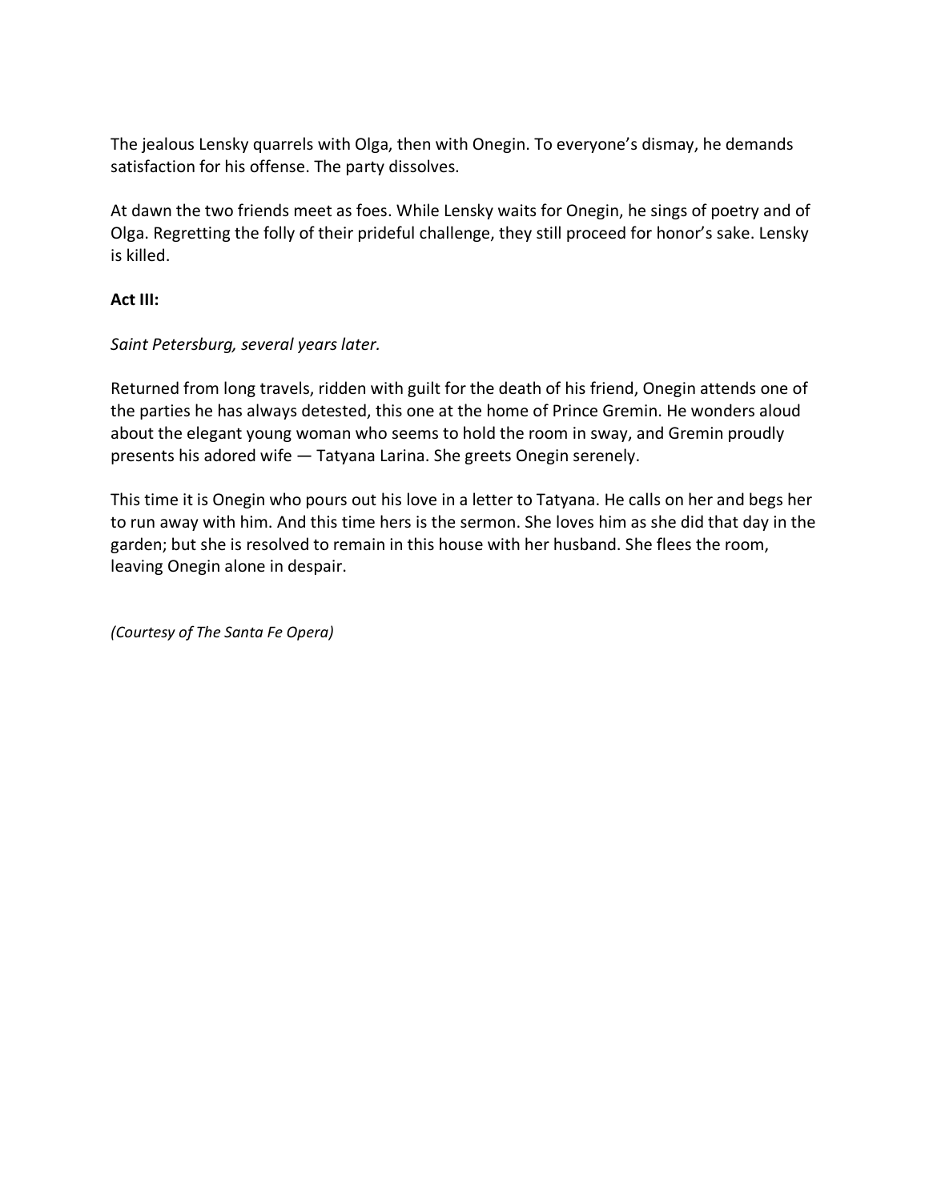The jealous Lensky quarrels with Olga, then with Onegin. To everyone's dismay, he demands satisfaction for his offense. The party dissolves.

At dawn the two friends meet as foes. While Lensky waits for Onegin, he sings of poetry and of Olga. Regretting the folly of their prideful challenge, they still proceed for honor's sake. Lensky is killed.

**Act III:**

*Saint Petersburg, several years later.*

Returned from long travels, ridden with guilt for the death of his friend, Onegin attends one of the parties he has always detested, this one at the home of Prince Gremin. He wonders aloud about the elegant young woman who seems to hold the room in sway, and Gremin proudly presents his adored wife — Tatyana Larina. She greets Onegin serenely.

This time it is Onegin who pours out his love in a letter to Tatyana. He calls on her and begs her to run away with him. And this time hers is the sermon. She loves him as she did that day in the garden; but she is resolved to remain in this house with her husband. She flees the room, leaving Onegin alone in despair.

*(Courtesy of The Santa Fe Opera)*